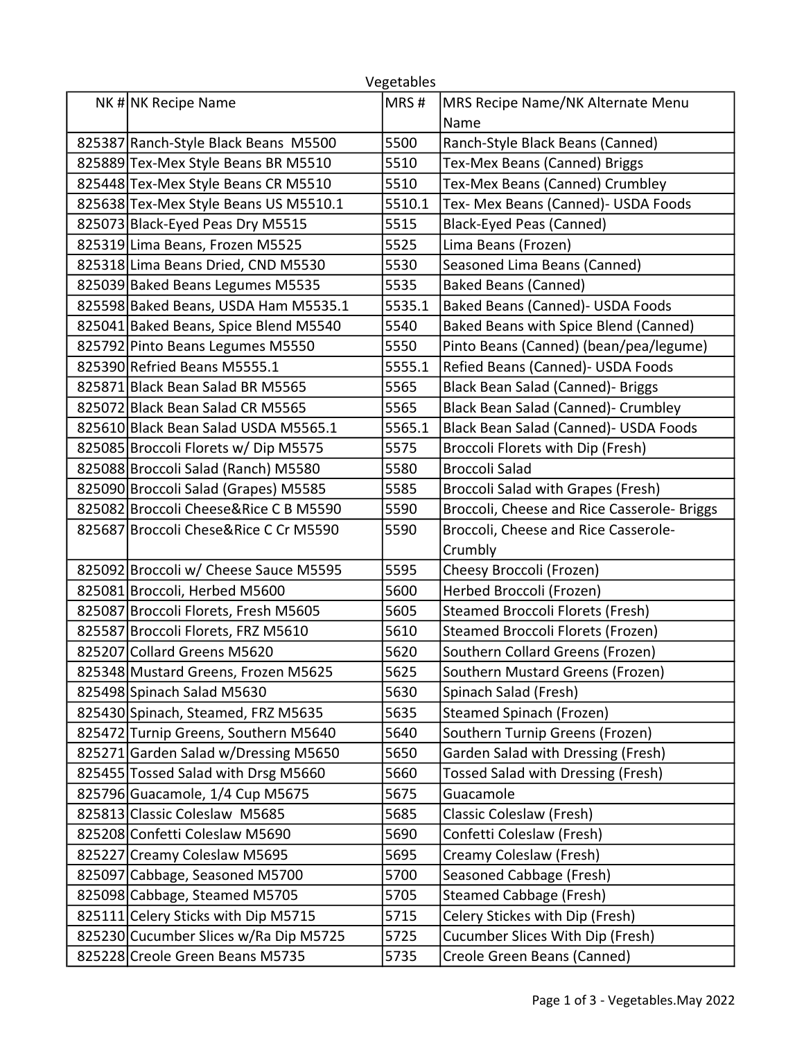# Vegetables

| NK # | NK Recipe Name | MRS # | MRS Recipe Name/NK Alternate Menu Name |
|---|---|---|---|
| 825387 | Ranch-Style Black Beans  M5500 | 5500 | Ranch-Style Black Beans (Canned) |
| 825889 | Tex-Mex Style Beans BR M5510 | 5510 | Tex-Mex Beans (Canned) Briggs |
| 825448 | Tex-Mex Style Beans CR M5510 | 5510 | Tex-Mex Beans (Canned) Crumbley |
| 825638 | Tex-Mex Style Beans US M5510.1 | 5510.1 | Tex- Mex Beans (Canned)- USDA Foods |
| 825073 | Black-Eyed Peas Dry M5515 | 5515 | Black-Eyed Peas (Canned) |
| 825319 | Lima Beans, Frozen M5525 | 5525 | Lima Beans (Frozen) |
| 825318 | Lima Beans Dried, CND M5530 | 5530 | Seasoned Lima Beans (Canned) |
| 825039 | Baked Beans Legumes M5535 | 5535 | Baked Beans (Canned) |
| 825598 | Baked Beans, USDA Ham M5535.1 | 5535.1 | Baked Beans (Canned)- USDA Foods |
| 825041 | Baked Beans, Spice Blend M5540 | 5540 | Baked Beans with Spice Blend (Canned) |
| 825792 | Pinto Beans Legumes M5550 | 5550 | Pinto Beans (Canned) (bean/pea/legume) |
| 825390 | Refried Beans M5555.1 | 5555.1 | Refied Beans (Canned)- USDA Foods |
| 825871 | Black Bean Salad BR M5565 | 5565 | Black Bean Salad (Canned)- Briggs |
| 825072 | Black Bean Salad CR M5565 | 5565 | Black Bean Salad (Canned)- Crumbley |
| 825610 | Black Bean Salad USDA M5565.1 | 5565.1 | Black Bean Salad (Canned)- USDA Foods |
| 825085 | Broccoli Florets w/ Dip M5575 | 5575 | Broccoli Florets with Dip (Fresh) |
| 825088 | Broccoli Salad (Ranch) M5580 | 5580 | Broccoli Salad |
| 825090 | Broccoli Salad (Grapes) M5585 | 5585 | Broccoli Salad with Grapes (Fresh) |
| 825082 | Broccoli Cheese&Rice C B M5590 | 5590 | Broccoli, Cheese and Rice Casserole- Briggs |
| 825687 | Broccoli Chese&Rice C Cr M5590 | 5590 | Broccoli, Cheese and Rice Casserole- Crumbly |
| 825092 | Broccoli w/ Cheese Sauce M5595 | 5595 | Cheesy Broccoli (Frozen) |
| 825081 | Broccoli, Herbed M5600 | 5600 | Herbed Broccoli (Frozen) |
| 825087 | Broccoli Florets, Fresh M5605 | 5605 | Steamed Broccoli Florets (Fresh) |
| 825587 | Broccoli Florets, FRZ M5610 | 5610 | Steamed Broccoli Florets (Frozen) |
| 825207 | Collard Greens M5620 | 5620 | Southern Collard Greens (Frozen) |
| 825348 | Mustard Greens, Frozen M5625 | 5625 | Southern Mustard Greens (Frozen) |
| 825498 | Spinach Salad M5630 | 5630 | Spinach Salad (Fresh) |
| 825430 | Spinach, Steamed, FRZ M5635 | 5635 | Steamed Spinach (Frozen) |
| 825472 | Turnip Greens, Southern M5640 | 5640 | Southern Turnip Greens (Frozen) |
| 825271 | Garden Salad w/Dressing M5650 | 5650 | Garden Salad with Dressing (Fresh) |
| 825455 | Tossed Salad with Drsg M5660 | 5660 | Tossed Salad with Dressing (Fresh) |
| 825796 | Guacamole, 1/4 Cup M5675 | 5675 | Guacamole |
| 825813 | Classic Coleslaw  M5685 | 5685 | Classic Coleslaw (Fresh) |
| 825208 | Confetti Coleslaw M5690 | 5690 | Confetti Coleslaw (Fresh) |
| 825227 | Creamy Coleslaw M5695 | 5695 | Creamy Coleslaw (Fresh) |
| 825097 | Cabbage, Seasoned M5700 | 5700 | Seasoned Cabbage (Fresh) |
| 825098 | Cabbage, Steamed M5705 | 5705 | Steamed Cabbage (Fresh) |
| 825111 | Celery Sticks with Dip M5715 | 5715 | Celery Stickes with Dip (Fresh) |
| 825230 | Cucumber Slices w/Ra Dip M5725 | 5725 | Cucumber Slices With Dip (Fresh) |
| 825228 | Creole Green Beans M5735 | 5735 | Creole Green Beans (Canned) |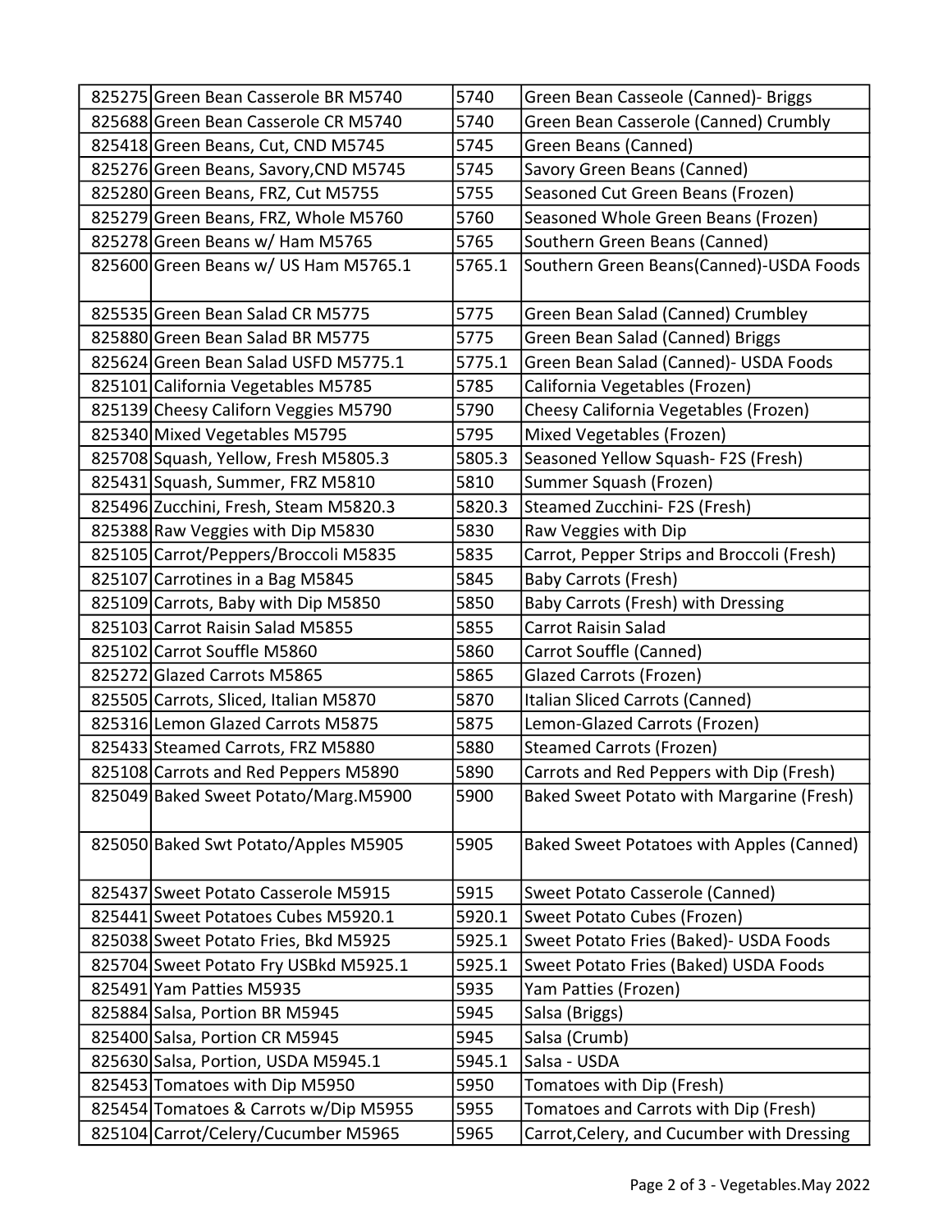| | | | |
|---|---|---|---|
| 825275 | Green Bean Casserole BR M5740 | 5740 | Green Bean Casseole (Canned)- Briggs |
| 825688 | Green Bean Casserole CR M5740 | 5740 | Green Bean Casserole (Canned) Crumbly |
| 825418 | Green Beans, Cut, CND M5745 | 5745 | Green Beans (Canned) |
| 825276 | Green Beans, Savory,CND M5745 | 5745 | Savory Green Beans (Canned) |
| 825280 | Green Beans, FRZ, Cut M5755 | 5755 | Seasoned Cut Green Beans (Frozen) |
| 825279 | Green Beans, FRZ, Whole M5760 | 5760 | Seasoned Whole Green Beans (Frozen) |
| 825278 | Green Beans w/ Ham M5765 | 5765 | Southern Green Beans (Canned) |
| 825600 | Green Beans w/ US Ham M5765.1 | 5765.1 | Southern Green Beans(Canned)-USDA Foods |
| 825535 | Green Bean Salad CR M5775 | 5775 | Green Bean Salad (Canned) Crumbley |
| 825880 | Green Bean Salad BR M5775 | 5775 | Green Bean Salad (Canned) Briggs |
| 825624 | Green Bean Salad USFD M5775.1 | 5775.1 | Green Bean Salad (Canned)- USDA Foods |
| 825101 | California Vegetables M5785 | 5785 | California Vegetables (Frozen) |
| 825139 | Cheesy Californ Veggies M5790 | 5790 | Cheesy California Vegetables (Frozen) |
| 825340 | Mixed Vegetables M5795 | 5795 | Mixed Vegetables (Frozen) |
| 825708 | Squash, Yellow, Fresh M5805.3 | 5805.3 | Seasoned Yellow Squash- F2S (Fresh) |
| 825431 | Squash, Summer, FRZ M5810 | 5810 | Summer Squash (Frozen) |
| 825496 | Zucchini, Fresh, Steam M5820.3 | 5820.3 | Steamed Zucchini- F2S (Fresh) |
| 825388 | Raw Veggies with Dip M5830 | 5830 | Raw Veggies with Dip |
| 825105 | Carrot/Peppers/Broccoli M5835 | 5835 | Carrot, Pepper Strips and Broccoli (Fresh) |
| 825107 | Carrotines in a Bag M5845 | 5845 | Baby Carrots (Fresh) |
| 825109 | Carrots, Baby with Dip M5850 | 5850 | Baby Carrots (Fresh) with Dressing |
| 825103 | Carrot Raisin Salad M5855 | 5855 | Carrot Raisin Salad |
| 825102 | Carrot Souffle M5860 | 5860 | Carrot Souffle (Canned) |
| 825272 | Glazed Carrots M5865 | 5865 | Glazed Carrots (Frozen) |
| 825505 | Carrots, Sliced, Italian M5870 | 5870 | Italian Sliced Carrots (Canned) |
| 825316 | Lemon Glazed Carrots M5875 | 5875 | Lemon-Glazed Carrots (Frozen) |
| 825433 | Steamed Carrots, FRZ M5880 | 5880 | Steamed Carrots (Frozen) |
| 825108 | Carrots and Red Peppers M5890 | 5890 | Carrots and Red Peppers with Dip (Fresh) |
| 825049 | Baked Sweet Potato/Marg.M5900 | 5900 | Baked Sweet Potato with Margarine (Fresh) |
| 825050 | Baked Swt Potato/Apples M5905 | 5905 | Baked Sweet Potatoes with Apples (Canned) |
| 825437 | Sweet Potato Casserole M5915 | 5915 | Sweet Potato Casserole (Canned) |
| 825441 | Sweet Potatoes Cubes M5920.1 | 5920.1 | Sweet Potato Cubes (Frozen) |
| 825038 | Sweet Potato Fries, Bkd M5925 | 5925.1 | Sweet Potato Fries (Baked)- USDA Foods |
| 825704 | Sweet Potato Fry USBkd M5925.1 | 5925.1 | Sweet Potato Fries (Baked) USDA Foods |
| 825491 | Yam Patties M5935 | 5935 | Yam Patties (Frozen) |
| 825884 | Salsa, Portion BR M5945 | 5945 | Salsa (Briggs) |
| 825400 | Salsa, Portion CR M5945 | 5945 | Salsa (Crumb) |
| 825630 | Salsa, Portion, USDA M5945.1 | 5945.1 | Salsa - USDA |
| 825453 | Tomatoes with Dip M5950 | 5950 | Tomatoes with Dip (Fresh) |
| 825454 | Tomatoes & Carrots w/Dip M5955 | 5955 | Tomatoes and Carrots with Dip (Fresh) |
| 825104 | Carrot/Celery/Cucumber M5965 | 5965 | Carrot,Celery, and Cucumber with Dressing |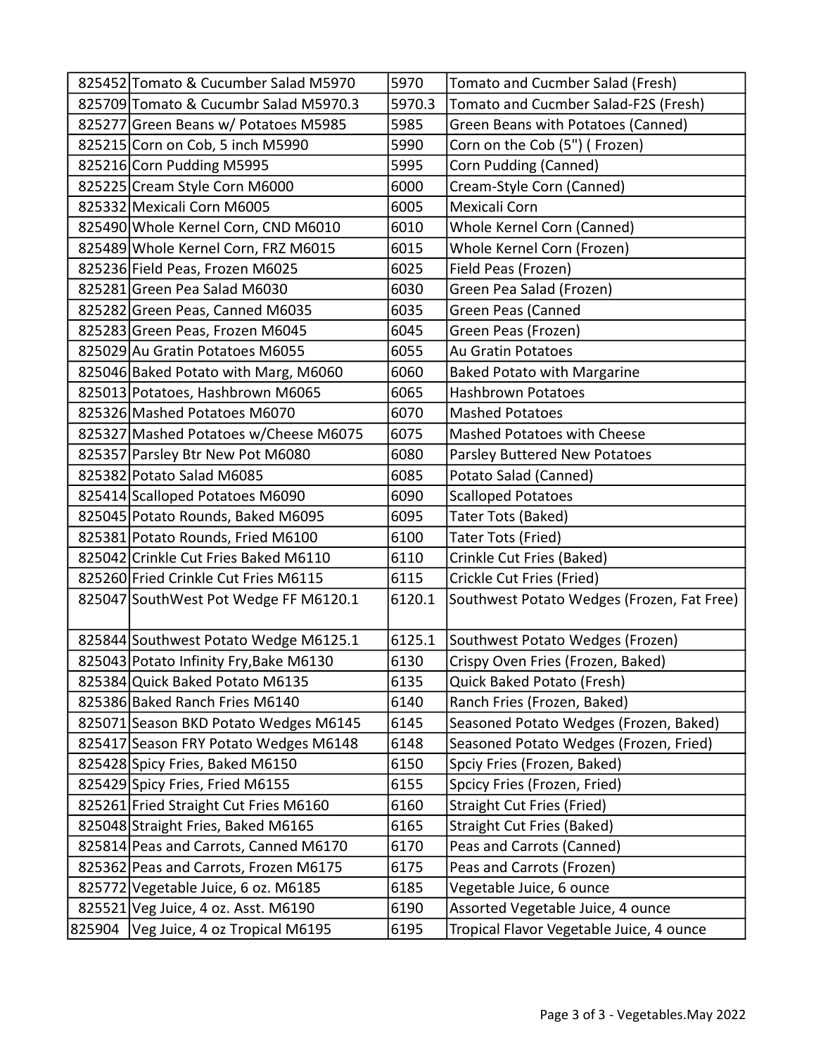| | | | |
|---|---|---|---|
| 825452 | Tomato & Cucumber Salad M5970 | 5970 | Tomato and Cucmber Salad (Fresh) |
| 825709 | Tomato & Cucumbr Salad M5970.3 | 5970.3 | Tomato and Cucmber Salad-F2S (Fresh) |
| 825277 | Green Beans w/ Potatoes M5985 | 5985 | Green Beans with Potatoes (Canned) |
| 825215 | Corn on Cob, 5 inch M5990 | 5990 | Corn on the Cob (5") ( Frozen) |
| 825216 | Corn Pudding M5995 | 5995 | Corn Pudding (Canned) |
| 825225 | Cream Style Corn M6000 | 6000 | Cream-Style Corn (Canned) |
| 825332 | Mexicali Corn M6005 | 6005 | Mexicali Corn |
| 825490 | Whole Kernel Corn, CND M6010 | 6010 | Whole Kernel Corn (Canned) |
| 825489 | Whole Kernel Corn, FRZ M6015 | 6015 | Whole Kernel Corn (Frozen) |
| 825236 | Field Peas, Frozen M6025 | 6025 | Field Peas (Frozen) |
| 825281 | Green Pea Salad M6030 | 6030 | Green Pea Salad (Frozen) |
| 825282 | Green Peas, Canned M6035 | 6035 | Green Peas (Canned |
| 825283 | Green Peas, Frozen M6045 | 6045 | Green Peas (Frozen) |
| 825029 | Au Gratin Potatoes M6055 | 6055 | Au Gratin Potatoes |
| 825046 | Baked Potato with Marg, M6060 | 6060 | Baked Potato with Margarine |
| 825013 | Potatoes, Hashbrown M6065 | 6065 | Hashbrown Potatoes |
| 825326 | Mashed Potatoes M6070 | 6070 | Mashed Potatoes |
| 825327 | Mashed Potatoes w/Cheese M6075 | 6075 | Mashed Potatoes with Cheese |
| 825357 | Parsley Btr New Pot M6080 | 6080 | Parsley Buttered New Potatoes |
| 825382 | Potato Salad M6085 | 6085 | Potato Salad (Canned) |
| 825414 | Scalloped Potatoes M6090 | 6090 | Scalloped Potatoes |
| 825045 | Potato Rounds, Baked M6095 | 6095 | Tater Tots (Baked) |
| 825381 | Potato Rounds, Fried M6100 | 6100 | Tater Tots (Fried) |
| 825042 | Crinkle Cut Fries Baked M6110 | 6110 | Crinkle Cut Fries (Baked) |
| 825260 | Fried Crinkle Cut Fries M6115 | 6115 | Crickle Cut Fries (Fried) |
| 825047 | SouthWest Pot Wedge FF M6120.1 | 6120.1 | Southwest Potato Wedges (Frozen, Fat Free) |
| 825844 | Southwest Potato Wedge M6125.1 | 6125.1 | Southwest Potato Wedges (Frozen) |
| 825043 | Potato Infinity Fry,Bake M6130 | 6130 | Crispy Oven Fries (Frozen, Baked) |
| 825384 | Quick Baked Potato M6135 | 6135 | Quick Baked Potato (Fresh) |
| 825386 | Baked Ranch Fries M6140 | 6140 | Ranch Fries (Frozen, Baked) |
| 825071 | Season BKD Potato Wedges M6145 | 6145 | Seasoned Potato Wedges (Frozen, Baked) |
| 825417 | Season FRY Potato Wedges M6148 | 6148 | Seasoned Potato Wedges (Frozen, Fried) |
| 825428 | Spicy Fries, Baked M6150 | 6150 | Spciy Fries (Frozen, Baked) |
| 825429 | Spicy Fries, Fried M6155 | 6155 | Spcicy Fries (Frozen, Fried) |
| 825261 | Fried Straight Cut Fries M6160 | 6160 | Straight Cut Fries (Fried) |
| 825048 | Straight Fries, Baked M6165 | 6165 | Straight Cut Fries (Baked) |
| 825814 | Peas and Carrots, Canned M6170 | 6170 | Peas and Carrots (Canned) |
| 825362 | Peas and Carrots, Frozen M6175 | 6175 | Peas and Carrots (Frozen) |
| 825772 | Vegetable Juice, 6 oz. M6185 | 6185 | Vegetable Juice, 6 ounce |
| 825521 | Veg Juice, 4 oz. Asst. M6190 | 6190 | Assorted Vegetable Juice, 4 ounce |
| 825904 | Veg Juice, 4 oz Tropical M6195 | 6195 | Tropical Flavor Vegetable Juice, 4 ounce |